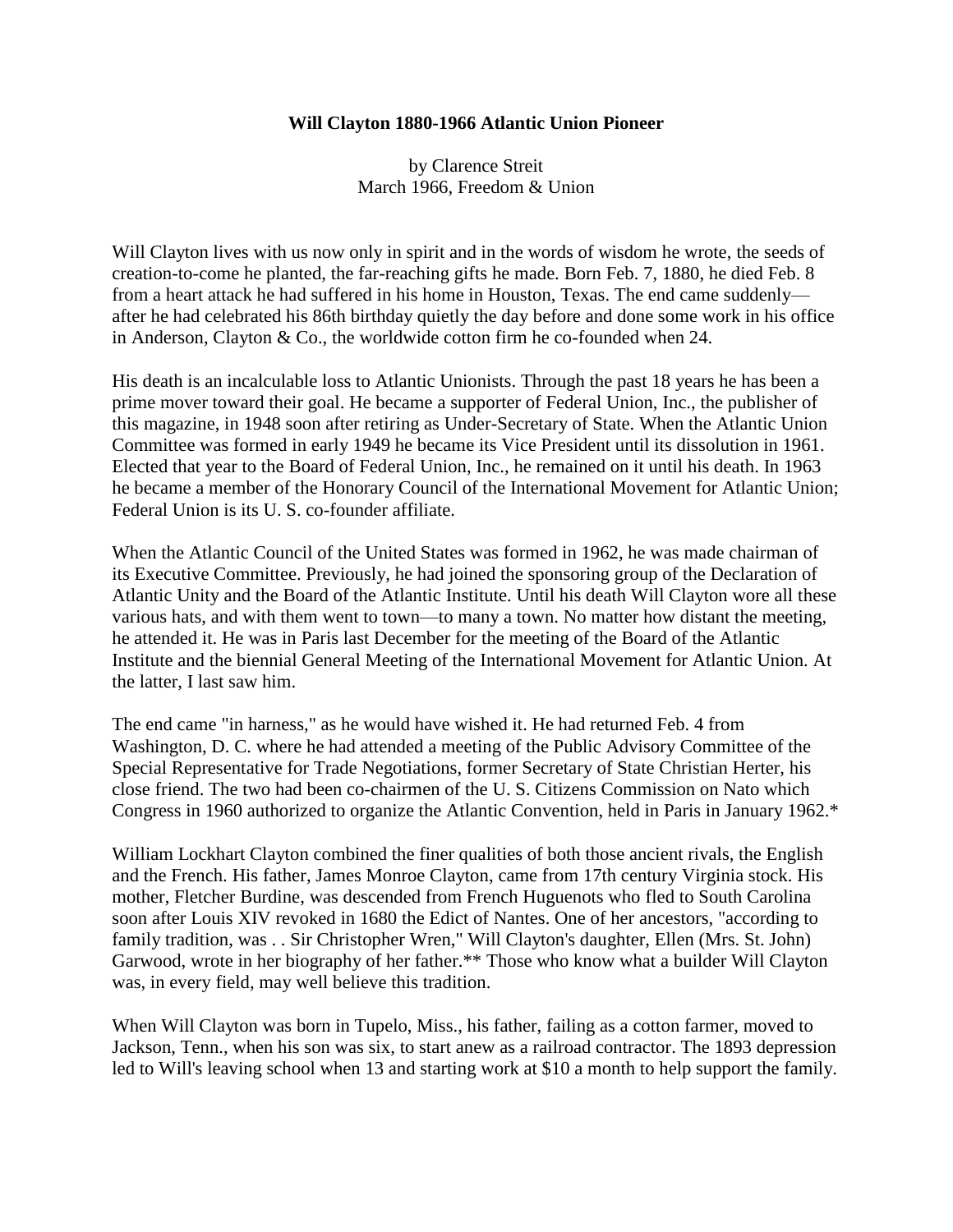**Will Clayton 1880-1966 Atlantic Union Pioneer**

by Clarence Streit  
March 1966, Freedom & Union

Will Clayton lives with us now only in spirit and in the words of wisdom he wrote, the seeds of creation-to-come he planted, the far-reaching gifts he made. Born Feb. 7, 1880, he died Feb. 8 from a heart attack he had suffered in his home in Houston, Texas. The end came suddenly—after he had celebrated his 86th birthday quietly the day before and done some work in his office in Anderson, Clayton & Co., the worldwide cotton firm he co-founded when 24.

His death is an incalculable loss to Atlantic Unionists. Through the past 18 years he has been a prime mover toward their goal. He became a supporter of Federal Union, Inc., the publisher of this magazine, in 1948 soon after retiring as Under-Secretary of State. When the Atlantic Union Committee was formed in early 1949 he became its Vice President until its dissolution in 1961. Elected that year to the Board of Federal Union, Inc., he remained on it until his death. In 1963 he became a member of the Honorary Council of the International Movement for Atlantic Union; Federal Union is its U. S. co-founder affiliate.

When the Atlantic Council of the United States was formed in 1962, he was made chairman of its Executive Committee. Previously, he had joined the sponsoring group of the Declaration of Atlantic Unity and the Board of the Atlantic Institute. Until his death Will Clayton wore all these various hats, and with them went to town—to many a town. No matter how distant the meeting, he attended it. He was in Paris last December for the meeting of the Board of the Atlantic Institute and the biennial General Meeting of the International Movement for Atlantic Union. At the latter, I last saw him.

The end came "in harness," as he would have wished it. He had returned Feb. 4 from Washington, D. C. where he had attended a meeting of the Public Advisory Committee of the Special Representative for Trade Negotiations, former Secretary of State Christian Herter, his close friend. The two had been co-chairmen of the U. S. Citizens Commission on Nato which Congress in 1960 authorized to organize the Atlantic Convention, held in Paris in January 1962.*

William Lockhart Clayton combined the finer qualities of both those ancient rivals, the English and the French. His father, James Monroe Clayton, came from 17th century Virginia stock. His mother, Fletcher Burdine, was descended from French Huguenots who fled to South Carolina soon after Louis XIV revoked in 1680 the Edict of Nantes. One of her ancestors, "according to family tradition, was . . Sir Christopher Wren," Will Clayton's daughter, Ellen (Mrs. St. John) Garwood, wrote in her biography of her father.** Those who know what a builder Will Clayton was, in every field, may well believe this tradition.

When Will Clayton was born in Tupelo, Miss., his father, failing as a cotton farmer, moved to Jackson, Tenn., when his son was six, to start anew as a railroad contractor. The 1893 depression led to Will's leaving school when 13 and starting work at $10 a month to help support the family.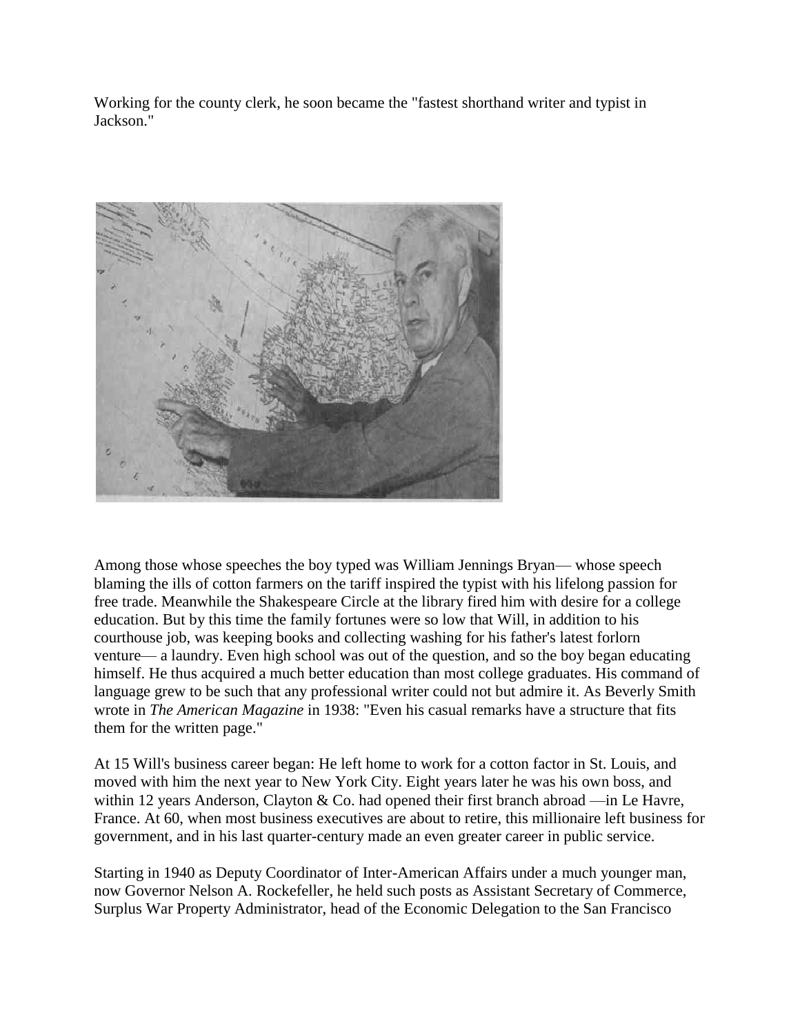Working for the county clerk, he soon became the "fastest shorthand writer and typist in Jackson."

Among those whose speeches the boy typed was William Jennings Bryan— whose speech blaming the ills of cotton farmers on the tariff inspired the typist with his lifelong passion for free trade. Meanwhile the Shakespeare Circle at the library fired him with desire for a college education. But by this time the family fortunes were so low that Will, in addition to his courthouse job, was keeping books and collecting washing for his father's latest forlorn venture— a laundry. Even high school was out of the question, and so the boy began educating himself. He thus acquired a much better education than most college graduates. His command of language grew to be such that any professional writer could not but admire it. As Beverly Smith wrote in *The American Magazine* in 1938: "Even his casual remarks have a structure that fits them for the written page."

At 15 Will's business career began: He left home to work for a cotton factor in St. Louis, and moved with him the next year to New York City. Eight years later he was his own boss, and within 12 years Anderson, Clayton & Co. had opened their first branch abroad —in Le Havre, France. At 60, when most business executives are about to retire, this millionaire left business for government, and in his last quarter-century made an even greater career in public service.

Starting in 1940 as Deputy Coordinator of Inter-American Affairs under a much younger man, now Governor Nelson A. Rockefeller, he held such posts as Assistant Secretary of Commerce, Surplus War Property Administrator, head of the Economic Delegation to the San Francisco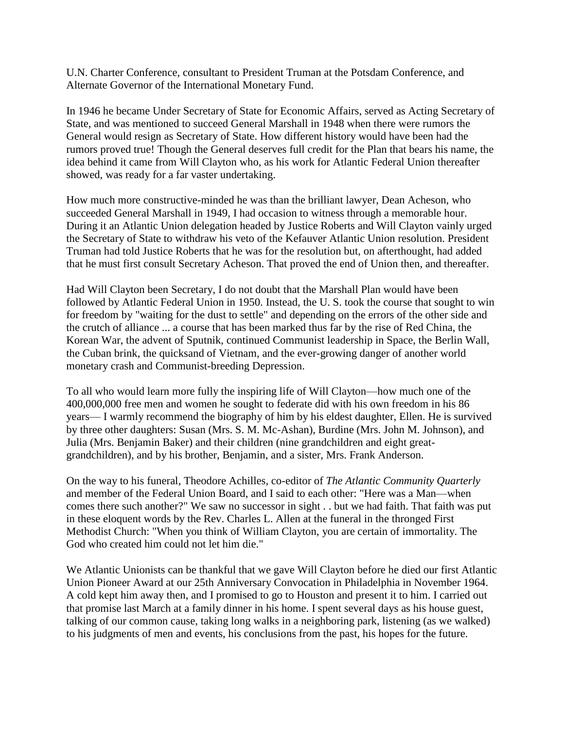U.N. Charter Conference, consultant to President Truman at the Potsdam Conference, and Alternate Governor of the International Monetary Fund.

In 1946 he became Under Secretary of State for Economic Affairs, served as Acting Secretary of State, and was mentioned to succeed General Marshall in 1948 when there were rumors the General would resign as Secretary of State. How different history would have been had the rumors proved true! Though the General deserves full credit for the Plan that bears his name, the idea behind it came from Will Clayton who, as his work for Atlantic Federal Union thereafter showed, was ready for a far vaster undertaking.

How much more constructive-minded he was than the brilliant lawyer, Dean Acheson, who succeeded General Marshall in 1949, I had occasion to witness through a memorable hour. During it an Atlantic Union delegation headed by Justice Roberts and Will Clayton vainly urged the Secretary of State to withdraw his veto of the Kefauver Atlantic Union resolution. President Truman had told Justice Roberts that he was for the resolution but, on afterthought, had added that he must first consult Secretary Acheson. That proved the end of Union then, and thereafter.

Had Will Clayton been Secretary, I do not doubt that the Marshall Plan would have been followed by Atlantic Federal Union in 1950. Instead, the U. S. took the course that sought to win for freedom by "waiting for the dust to settle" and depending on the errors of the other side and the crutch of alliance ... a course that has been marked thus far by the rise of Red China, the Korean War, the advent of Sputnik, continued Communist leadership in Space, the Berlin Wall, the Cuban brink, the quicksand of Vietnam, and the ever-growing danger of another world monetary crash and Communist-breeding Depression.

To all who would learn more fully the inspiring life of Will Clayton—how much one of the 400,000,000 free men and women he sought to federate did with his own freedom in his 86 years— I warmly recommend the biography of him by his eldest daughter, Ellen. He is survived by three other daughters: Susan (Mrs. S. M. Mc-Ashan), Burdine (Mrs. John M. Johnson), and Julia (Mrs. Benjamin Baker) and their children (nine grandchildren and eight great-grandchildren), and by his brother, Benjamin, and a sister, Mrs. Frank Anderson.

On the way to his funeral, Theodore Achilles, co-editor of *The Atlantic Community Quarterly* and member of the Federal Union Board, and I said to each other: "Here was a Man—when comes there such another?" We saw no successor in sight . . but we had faith. That faith was put in these eloquent words by the Rev. Charles L. Allen at the funeral in the thronged First Methodist Church: "When you think of William Clayton, you are certain of immortality. The God who created him could not let him die."

We Atlantic Unionists can be thankful that we gave Will Clayton before he died our first Atlantic Union Pioneer Award at our 25th Anniversary Convocation in Philadelphia in November 1964. A cold kept him away then, and I promised to go to Houston and present it to him. I carried out that promise last March at a family dinner in his home. I spent several days as his house guest, talking of our common cause, taking long walks in a neighboring park, listening (as we walked) to his judgments of men and events, his conclusions from the past, his hopes for the future.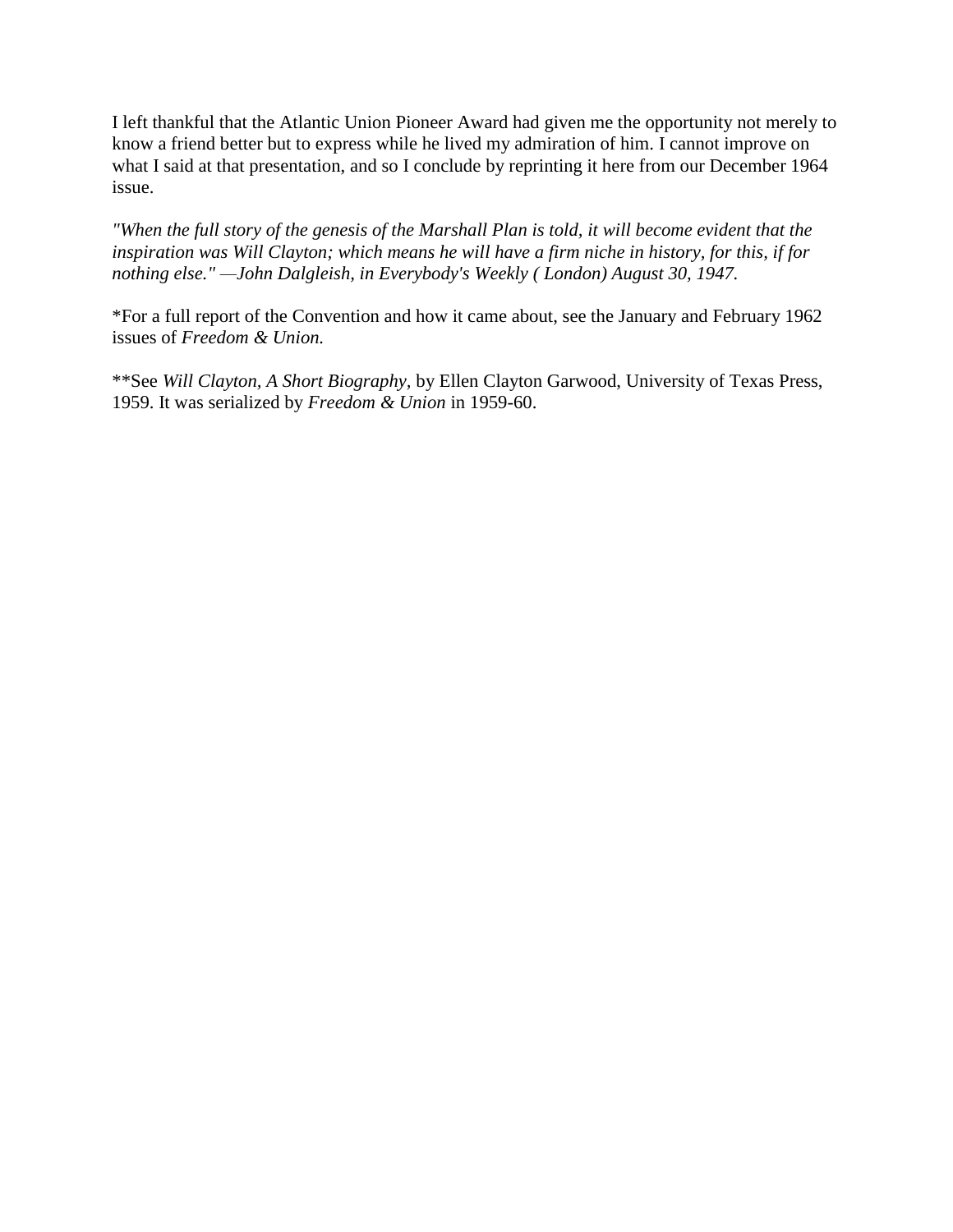I left thankful that the Atlantic Union Pioneer Award had given me the opportunity not merely to know a friend better but to express while he lived my admiration of him. I cannot improve on what I said at that presentation, and so I conclude by reprinting it here from our December 1964 issue.

*"When the full story of the genesis of the Marshall Plan is told, it will become evident that the inspiration was Will Clayton; which means he will have a firm niche in history, for this, if for nothing else." —John Dalgleish, in Everybody's Weekly ( London) August 30, 1947.*

*For a full report of the Convention and how it came about, see the January and February 1962 issues of *Freedom & Union.*

**See *Will Clayton, A Short Biography*, by Ellen Clayton Garwood, University of Texas Press, 1959. It was serialized by *Freedom & Union* in 1959-60.